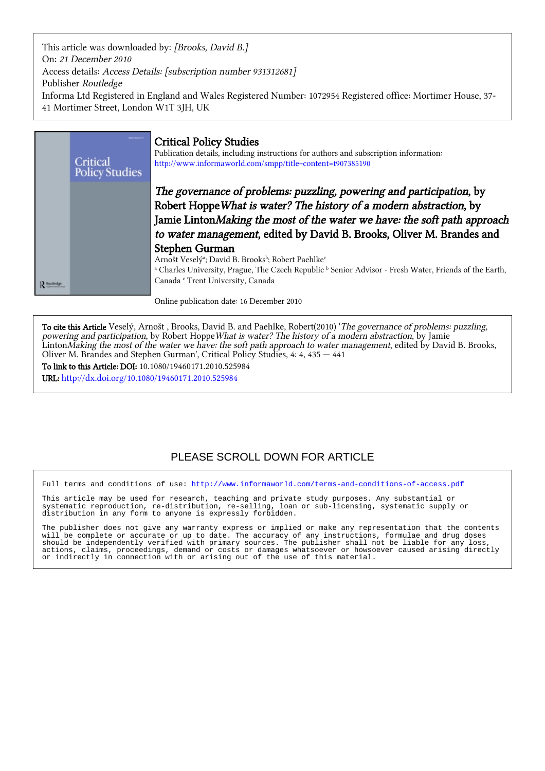This article was downloaded by: *[Brooks, David B.]*
On: *21 December 2010*
Access details: *Access Details: [subscription number 931312681]*
Publisher *Routledge*
Informa Ltd Registered in England and Wales Registered Number: 1072954 Registered office: Mortimer House, 37-41 Mortimer Street, London W1T 3JH, UK

# Critical Policy Studies

Publication details, including instructions for authors and subscription information:
http://www.informaworld.com/smpp/title~content=t907385190

## *The governance of problems: puzzling, powering and participation*, by Robert Hoppe*What is water? The history of a modern abstraction*, by Jamie Linton*Making the most of the water we have: the soft path approach to water management*, edited by David B. Brooks, Oliver M. Brandes and Stephen Gurman

Arnošt Veselý[a]; David B. Brooks[b]; Robert Paehlke[c]

[a] Charles University, Prague, The Czech Republic [b] Senior Advisor - Fresh Water, Friends of the Earth, Canada [c] Trent University, Canada

Online publication date: 16 December 2010

**To cite this Article** Veselý, Arnošt , Brooks, David B. and Paehlke, Robert(2010) '*The governance of problems: puzzling, powering and participation*, by Robert Hoppe*What is water? The history of a modern abstraction*, by Jamie Linton*Making the most of the water we have: the soft path approach to water management*, edited by David B. Brooks, Oliver M. Brandes and Stephen Gurman', Critical Policy Studies, 4: 4, 435 — 441

**To link to this Article: DOI:** 10.1080/19460171.2010.525984

**URL:** http://dx.doi.org/10.1080/19460171.2010.525984

PLEASE SCROLL DOWN FOR ARTICLE

Full terms and conditions of use: http://www.informaworld.com/terms-and-conditions-of-access.pdf

This article may be used for research, teaching and private study purposes. Any substantial or systematic reproduction, re-distribution, re-selling, loan or sub-licensing, systematic supply or distribution in any form to anyone is expressly forbidden.

The publisher does not give any warranty express or implied or make any representation that the contents will be complete or accurate or up to date. The accuracy of any instructions, formulae and drug doses should be independently verified with primary sources. The publisher shall not be liable for any loss, actions, claims, proceedings, demand or costs or damages whatsoever or howsoever caused arising directly or indirectly in connection with or arising out of the use of this material.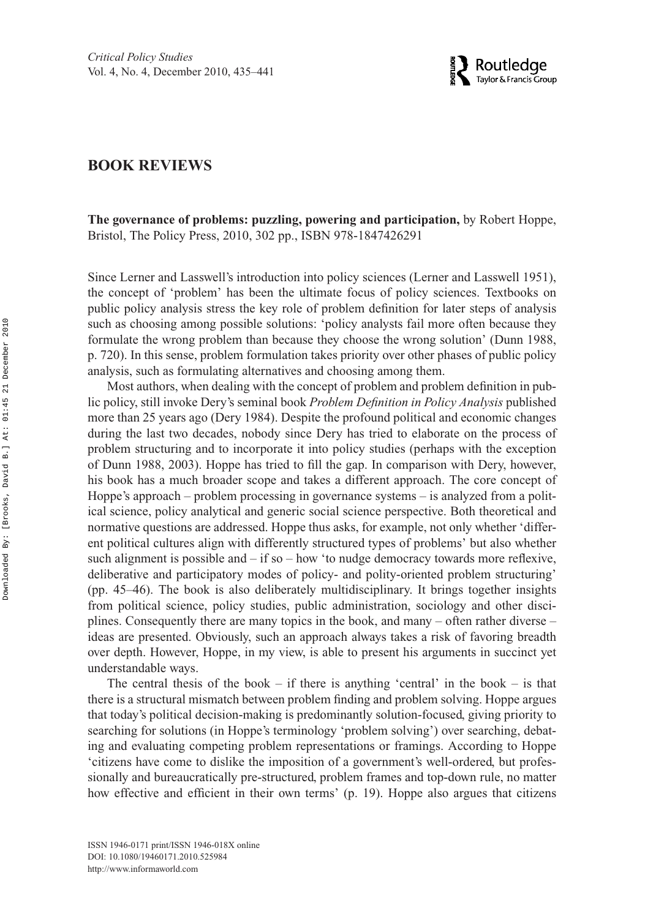# BOOK REVIEWS

**The governance of problems: puzzling, powering and participation,** by Robert Hoppe, Bristol, The Policy Press, 2010, 302 pp., ISBN 978-1847426291

Since Lerner and Lasswell's introduction into policy sciences (Lerner and Lasswell 1951), the concept of 'problem' has been the ultimate focus of policy sciences. Textbooks on public policy analysis stress the key role of problem definition for later steps of analysis such as choosing among possible solutions: 'policy analysts fail more often because they formulate the wrong problem than because they choose the wrong solution' (Dunn 1988, p. 720). In this sense, problem formulation takes priority over other phases of public policy analysis, such as formulating alternatives and choosing among them.

Most authors, when dealing with the concept of problem and problem definition in public policy, still invoke Dery's seminal book *Problem Definition in Policy Analysis* published more than 25 years ago (Dery 1984). Despite the profound political and economic changes during the last two decades, nobody since Dery has tried to elaborate on the process of problem structuring and to incorporate it into policy studies (perhaps with the exception of Dunn 1988, 2003). Hoppe has tried to fill the gap. In comparison with Dery, however, his book has a much broader scope and takes a different approach. The core concept of Hoppe's approach – problem processing in governance systems – is analyzed from a political science, policy analytical and generic social science perspective. Both theoretical and normative questions are addressed. Hoppe thus asks, for example, not only whether 'different political cultures align with differently structured types of problems' but also whether such alignment is possible and – if so – how 'to nudge democracy towards more reflexive, deliberative and participatory modes of policy- and polity-oriented problem structuring' (pp. 45–46). The book is also deliberately multidisciplinary. It brings together insights from political science, policy studies, public administration, sociology and other disciplines. Consequently there are many topics in the book, and many – often rather diverse – ideas are presented. Obviously, such an approach always takes a risk of favoring breadth over depth. However, Hoppe, in my view, is able to present his arguments in succinct yet understandable ways.

The central thesis of the book – if there is anything 'central' in the book – is that there is a structural mismatch between problem finding and problem solving. Hoppe argues that today's political decision-making is predominantly solution-focused, giving priority to searching for solutions (in Hoppe's terminology 'problem solving') over searching, debating and evaluating competing problem representations or framings. According to Hoppe 'citizens have come to dislike the imposition of a government's well-ordered, but professionally and bureaucratically pre-structured, problem frames and top-down rule, no matter how effective and efficient in their own terms' (p. 19). Hoppe also argues that citizens

ISSN 1946-0171 print/ISSN 1946-018X online
DOI: 10.1080/19460171.2010.525984
http://www.informaworld.com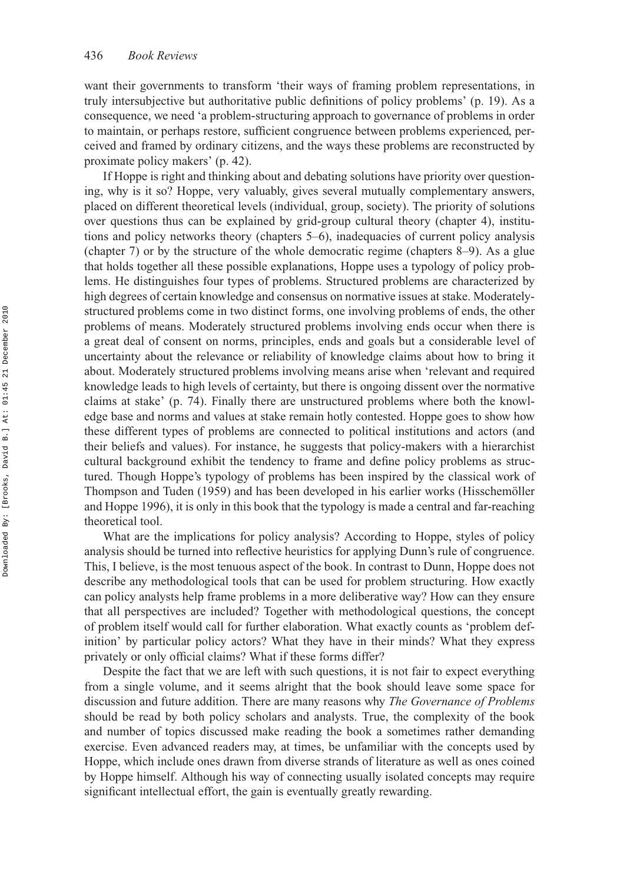want their governments to transform 'their ways of framing problem representations, in truly intersubjective but authoritative public definitions of policy problems' (p. 19). As a consequence, we need 'a problem-structuring approach to governance of problems in order to maintain, or perhaps restore, sufficient congruence between problems experienced, perceived and framed by ordinary citizens, and the ways these problems are reconstructed by proximate policy makers' (p. 42).

If Hoppe is right and thinking about and debating solutions have priority over questioning, why is it so? Hoppe, very valuably, gives several mutually complementary answers, placed on different theoretical levels (individual, group, society). The priority of solutions over questions thus can be explained by grid-group cultural theory (chapter 4), institutions and policy networks theory (chapters 5–6), inadequacies of current policy analysis (chapter 7) or by the structure of the whole democratic regime (chapters 8–9). As a glue that holds together all these possible explanations, Hoppe uses a typology of policy problems. He distinguishes four types of problems. Structured problems are characterized by high degrees of certain knowledge and consensus on normative issues at stake. Moderately-structured problems come in two distinct forms, one involving problems of ends, the other problems of means. Moderately structured problems involving ends occur when there is a great deal of consent on norms, principles, ends and goals but a considerable level of uncertainty about the relevance or reliability of knowledge claims about how to bring it about. Moderately structured problems involving means arise when 'relevant and required knowledge leads to high levels of certainty, but there is ongoing dissent over the normative claims at stake' (p. 74). Finally there are unstructured problems where both the knowledge base and norms and values at stake remain hotly contested. Hoppe goes to show how these different types of problems are connected to political institutions and actors (and their beliefs and values). For instance, he suggests that policy-makers with a hierarchist cultural background exhibit the tendency to frame and define policy problems as structured. Though Hoppe's typology of problems has been inspired by the classical work of Thompson and Tuden (1959) and has been developed in his earlier works (Hisschemöller and Hoppe 1996), it is only in this book that the typology is made a central and far-reaching theoretical tool.

What are the implications for policy analysis? According to Hoppe, styles of policy analysis should be turned into reflective heuristics for applying Dunn's rule of congruence. This, I believe, is the most tenuous aspect of the book. In contrast to Dunn, Hoppe does not describe any methodological tools that can be used for problem structuring. How exactly can policy analysts help frame problems in a more deliberative way? How can they ensure that all perspectives are included? Together with methodological questions, the concept of problem itself would call for further elaboration. What exactly counts as 'problem definition' by particular policy actors? What they have in their minds? What they express privately or only official claims? What if these forms differ?

Despite the fact that we are left with such questions, it is not fair to expect everything from a single volume, and it seems alright that the book should leave some space for discussion and future addition. There are many reasons why *The Governance of Problems* should be read by both policy scholars and analysts. True, the complexity of the book and number of topics discussed make reading the book a sometimes rather demanding exercise. Even advanced readers may, at times, be unfamiliar with the concepts used by Hoppe, which include ones drawn from diverse strands of literature as well as ones coined by Hoppe himself. Although his way of connecting usually isolated concepts may require significant intellectual effort, the gain is eventually greatly rewarding.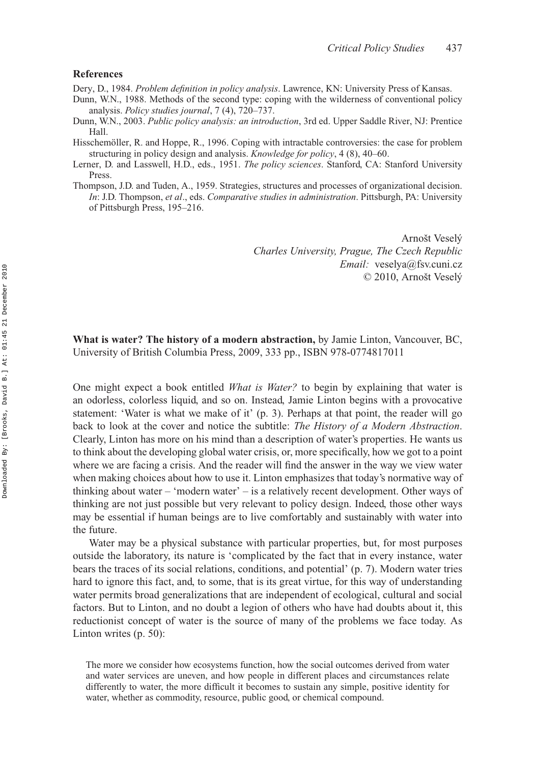## References

Dery, D., 1984. *Problem definition in policy analysis*. Lawrence, KN: University Press of Kansas.

Dunn, W.N., 1988. Methods of the second type: coping with the wilderness of conventional policy analysis. *Policy studies journal*, 7 (4), 720–737.

Dunn, W.N., 2003. *Public policy analysis: an introduction*, 3rd ed. Upper Saddle River, NJ: Prentice Hall.

Hisschemöller, R. and Hoppe, R., 1996. Coping with intractable controversies: the case for problem structuring in policy design and analysis. *Knowledge for policy*, 4 (8), 40–60.

Lerner, D. and Lasswell, H.D., eds., 1951. *The policy sciences*. Stanford, CA: Stanford University Press.

Thompson, J.D. and Tuden, A., 1959. Strategies, structures and processes of organizational decision. *In*: J.D. Thompson, *et al*., eds. *Comparative studies in administration*. Pittsburgh, PA: University of Pittsburgh Press, 195–216.

Arnošt Veselý
*Charles University, Prague, The Czech Republic*
*Email:* veselya@fsv.cuni.cz
© 2010, Arnošt Veselý

**What is water? The history of a modern abstraction,** by Jamie Linton, Vancouver, BC, University of British Columbia Press, 2009, 333 pp., ISBN 978-0774817011

One might expect a book entitled *What is Water?* to begin by explaining that water is an odorless, colorless liquid, and so on. Instead, Jamie Linton begins with a provocative statement: 'Water is what we make of it' (p. 3). Perhaps at that point, the reader will go back to look at the cover and notice the subtitle: *The History of a Modern Abstraction*. Clearly, Linton has more on his mind than a description of water's properties. He wants us to think about the developing global water crisis, or, more specifically, how we got to a point where we are facing a crisis. And the reader will find the answer in the way we view water when making choices about how to use it. Linton emphasizes that today's normative way of thinking about water – 'modern water' – is a relatively recent development. Other ways of thinking are not just possible but very relevant to policy design. Indeed, those other ways may be essential if human beings are to live comfortably and sustainably with water into the future.

Water may be a physical substance with particular properties, but, for most purposes outside the laboratory, its nature is 'complicated by the fact that in every instance, water bears the traces of its social relations, conditions, and potential' (p. 7). Modern water tries hard to ignore this fact, and, to some, that is its great virtue, for this way of understanding water permits broad generalizations that are independent of ecological, cultural and social factors. But to Linton, and no doubt a legion of others who have had doubts about it, this reductionist concept of water is the source of many of the problems we face today. As Linton writes (p. 50):

> The more we consider how ecosystems function, how the social outcomes derived from water and water services are uneven, and how people in different places and circumstances relate differently to water, the more difficult it becomes to sustain any simple, positive identity for water, whether as commodity, resource, public good, or chemical compound.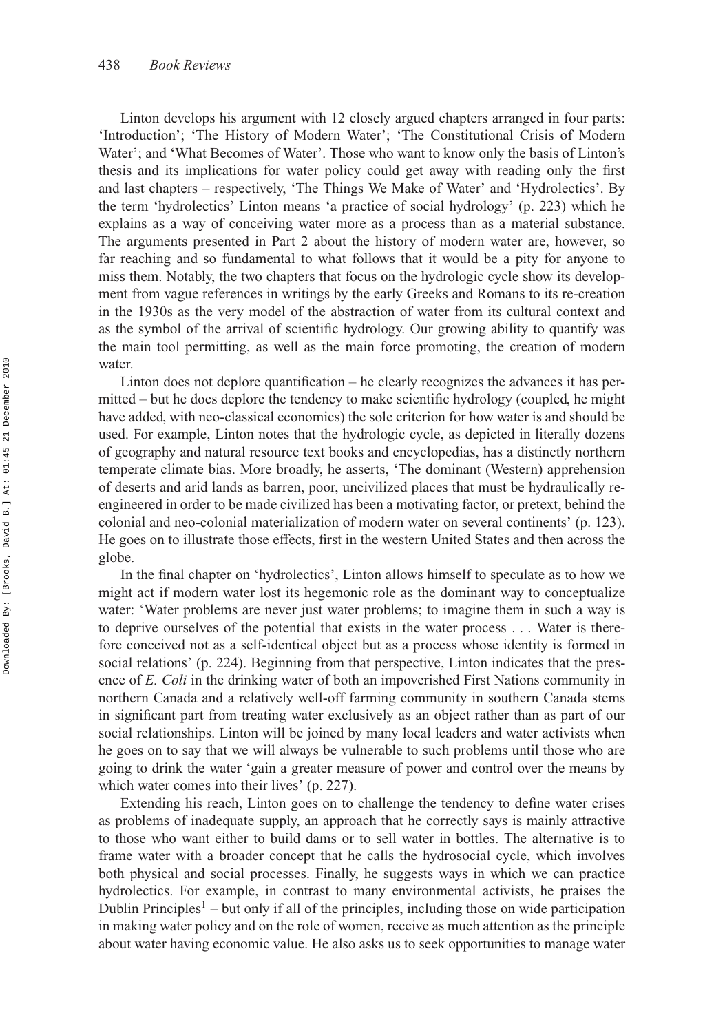Linton develops his argument with 12 closely argued chapters arranged in four parts: 'Introduction'; 'The History of Modern Water'; 'The Constitutional Crisis of Modern Water'; and 'What Becomes of Water'. Those who want to know only the basis of Linton's thesis and its implications for water policy could get away with reading only the first and last chapters – respectively, 'The Things We Make of Water' and 'Hydrolectics'. By the term 'hydrolectics' Linton means 'a practice of social hydrology' (p. 223) which he explains as a way of conceiving water more as a process than as a material substance. The arguments presented in Part 2 about the history of modern water are, however, so far reaching and so fundamental to what follows that it would be a pity for anyone to miss them. Notably, the two chapters that focus on the hydrologic cycle show its development from vague references in writings by the early Greeks and Romans to its re-creation in the 1930s as the very model of the abstraction of water from its cultural context and as the symbol of the arrival of scientific hydrology. Our growing ability to quantify was the main tool permitting, as well as the main force promoting, the creation of modern water.

Linton does not deplore quantification – he clearly recognizes the advances it has permitted – but he does deplore the tendency to make scientific hydrology (coupled, he might have added, with neo-classical economics) the sole criterion for how water is and should be used. For example, Linton notes that the hydrologic cycle, as depicted in literally dozens of geography and natural resource text books and encyclopedias, has a distinctly northern temperate climate bias. More broadly, he asserts, 'The dominant (Western) apprehension of deserts and arid lands as barren, poor, uncivilized places that must be hydraulically re-engineered in order to be made civilized has been a motivating factor, or pretext, behind the colonial and neo-colonial materialization of modern water on several continents' (p. 123). He goes on to illustrate those effects, first in the western United States and then across the globe.

In the final chapter on 'hydrolectics', Linton allows himself to speculate as to how we might act if modern water lost its hegemonic role as the dominant way to conceptualize water: 'Water problems are never just water problems; to imagine them in such a way is to deprive ourselves of the potential that exists in the water process . . . Water is therefore conceived not as a self-identical object but as a process whose identity is formed in social relations' (p. 224). Beginning from that perspective, Linton indicates that the presence of *E. Coli* in the drinking water of both an impoverished First Nations community in northern Canada and a relatively well-off farming community in southern Canada stems in significant part from treating water exclusively as an object rather than as part of our social relationships. Linton will be joined by many local leaders and water activists when he goes on to say that we will always be vulnerable to such problems until those who are going to drink the water 'gain a greater measure of power and control over the means by which water comes into their lives' (p. 227).

Extending his reach, Linton goes on to challenge the tendency to define water crises as problems of inadequate supply, an approach that he correctly says is mainly attractive to those who want either to build dams or to sell water in bottles. The alternative is to frame water with a broader concept that he calls the hydrosocial cycle, which involves both physical and social processes. Finally, he suggests ways in which we can practice hydrolectics. For example, in contrast to many environmental activists, he praises the Dublin Principles[1] – but only if all of the principles, including those on wide participation in making water policy and on the role of women, receive as much attention as the principle about water having economic value. He also asks us to seek opportunities to manage water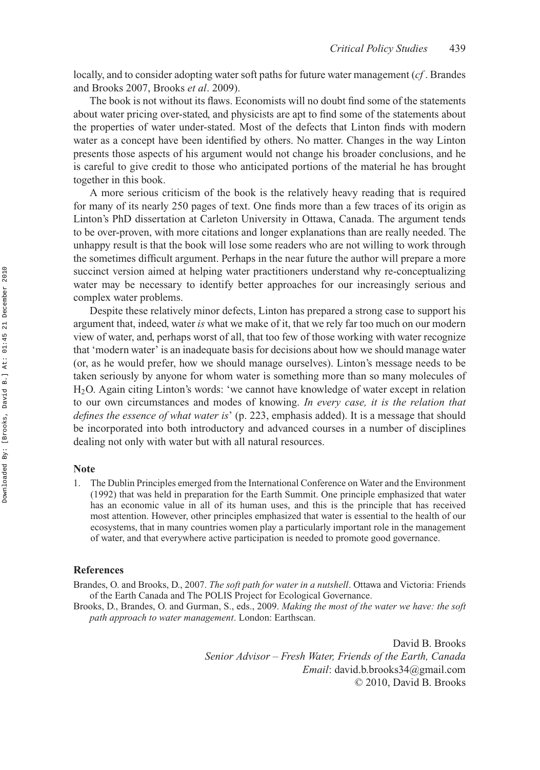locally, and to consider adopting water soft paths for future water management (*cf*. Brandes and Brooks 2007, Brooks *et al*. 2009).

The book is not without its flaws. Economists will no doubt find some of the statements about water pricing over-stated, and physicists are apt to find some of the statements about the properties of water under-stated. Most of the defects that Linton finds with modern water as a concept have been identified by others. No matter. Changes in the way Linton presents those aspects of his argument would not change his broader conclusions, and he is careful to give credit to those who anticipated portions of the material he has brought together in this book.

A more serious criticism of the book is the relatively heavy reading that is required for many of its nearly 250 pages of text. One finds more than a few traces of its origin as Linton's PhD dissertation at Carleton University in Ottawa, Canada. The argument tends to be over-proven, with more citations and longer explanations than are really needed. The unhappy result is that the book will lose some readers who are not willing to work through the sometimes difficult argument. Perhaps in the near future the author will prepare a more succinct version aimed at helping water practitioners understand why re-conceptualizing water may be necessary to identify better approaches for our increasingly serious and complex water problems.

Despite these relatively minor defects, Linton has prepared a strong case to support his argument that, indeed, water *is* what we make of it, that we rely far too much on our modern view of water, and, perhaps worst of all, that too few of those working with water recognize that 'modern water' is an inadequate basis for decisions about how we should manage water (or, as he would prefer, how we should manage ourselves). Linton's message needs to be taken seriously by anyone for whom water is something more than so many molecules of $H_2O$. Again citing Linton's words: 'we cannot have knowledge of water except in relation to our own circumstances and modes of knowing. *In every case, it is the relation that defines the essence of what water is*' (p. 223, emphasis added). It is a message that should be incorporated into both introductory and advanced courses in a number of disciplines dealing not only with water but with all natural resources.

## Note

1. The Dublin Principles emerged from the International Conference on Water and the Environment (1992) that was held in preparation for the Earth Summit. One principle emphasized that water has an economic value in all of its human uses, and this is the principle that has received most attention. However, other principles emphasized that water is essential to the health of our ecosystems, that in many countries women play a particularly important role in the management of water, and that everywhere active participation is needed to promote good governance.

## References

Brandes, O. and Brooks, D., 2007. *The soft path for water in a nutshell*. Ottawa and Victoria: Friends of the Earth Canada and The POLIS Project for Ecological Governance.

Brooks, D., Brandes, O. and Gurman, S., eds., 2009. *Making the most of the water we have: the soft path approach to water management*. London: Earthscan.

David B. Brooks
*Senior Advisor – Fresh Water, Friends of the Earth, Canada*
*Email*: david.b.brooks34@gmail.com
© 2010, David B. Brooks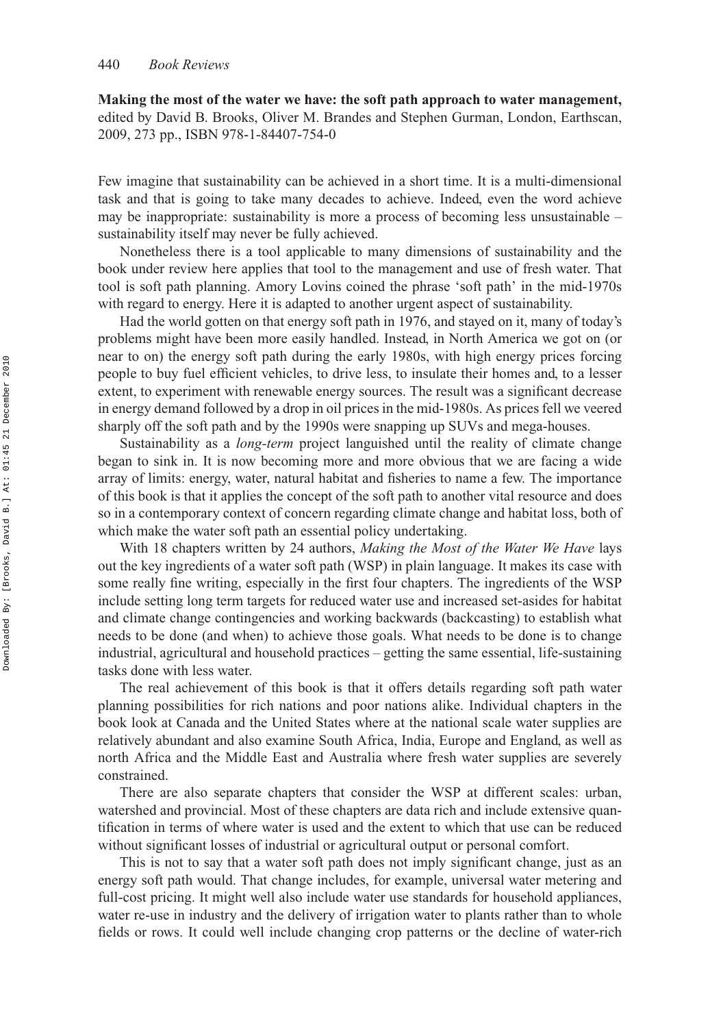**Making the most of the water we have: the soft path approach to water management,** edited by David B. Brooks, Oliver M. Brandes and Stephen Gurman, London, Earthscan, 2009, 273 pp., ISBN 978-1-84407-754-0

Few imagine that sustainability can be achieved in a short time. It is a multi-dimensional task and that is going to take many decades to achieve. Indeed, even the word achieve may be inappropriate: sustainability is more a process of becoming less unsustainable – sustainability itself may never be fully achieved.

Nonetheless there is a tool applicable to many dimensions of sustainability and the book under review here applies that tool to the management and use of fresh water. That tool is soft path planning. Amory Lovins coined the phrase 'soft path' in the mid-1970s with regard to energy. Here it is adapted to another urgent aspect of sustainability.

Had the world gotten on that energy soft path in 1976, and stayed on it, many of today's problems might have been more easily handled. Instead, in North America we got on (or near to on) the energy soft path during the early 1980s, with high energy prices forcing people to buy fuel efficient vehicles, to drive less, to insulate their homes and, to a lesser extent, to experiment with renewable energy sources. The result was a significant decrease in energy demand followed by a drop in oil prices in the mid-1980s. As prices fell we veered sharply off the soft path and by the 1990s were snapping up SUVs and mega-houses.

Sustainability as a *long-term* project languished until the reality of climate change began to sink in. It is now becoming more and more obvious that we are facing a wide array of limits: energy, water, natural habitat and fisheries to name a few. The importance of this book is that it applies the concept of the soft path to another vital resource and does so in a contemporary context of concern regarding climate change and habitat loss, both of which make the water soft path an essential policy undertaking.

With 18 chapters written by 24 authors, *Making the Most of the Water We Have* lays out the key ingredients of a water soft path (WSP) in plain language. It makes its case with some really fine writing, especially in the first four chapters. The ingredients of the WSP include setting long term targets for reduced water use and increased set-asides for habitat and climate change contingencies and working backwards (backcasting) to establish what needs to be done (and when) to achieve those goals. What needs to be done is to change industrial, agricultural and household practices – getting the same essential, life-sustaining tasks done with less water.

The real achievement of this book is that it offers details regarding soft path water planning possibilities for rich nations and poor nations alike. Individual chapters in the book look at Canada and the United States where at the national scale water supplies are relatively abundant and also examine South Africa, India, Europe and England, as well as north Africa and the Middle East and Australia where fresh water supplies are severely constrained.

There are also separate chapters that consider the WSP at different scales: urban, watershed and provincial. Most of these chapters are data rich and include extensive quantification in terms of where water is used and the extent to which that use can be reduced without significant losses of industrial or agricultural output or personal comfort.

This is not to say that a water soft path does not imply significant change, just as an energy soft path would. That change includes, for example, universal water metering and full-cost pricing. It might well also include water use standards for household appliances, water re-use in industry and the delivery of irrigation water to plants rather than to whole fields or rows. It could well include changing crop patterns or the decline of water-rich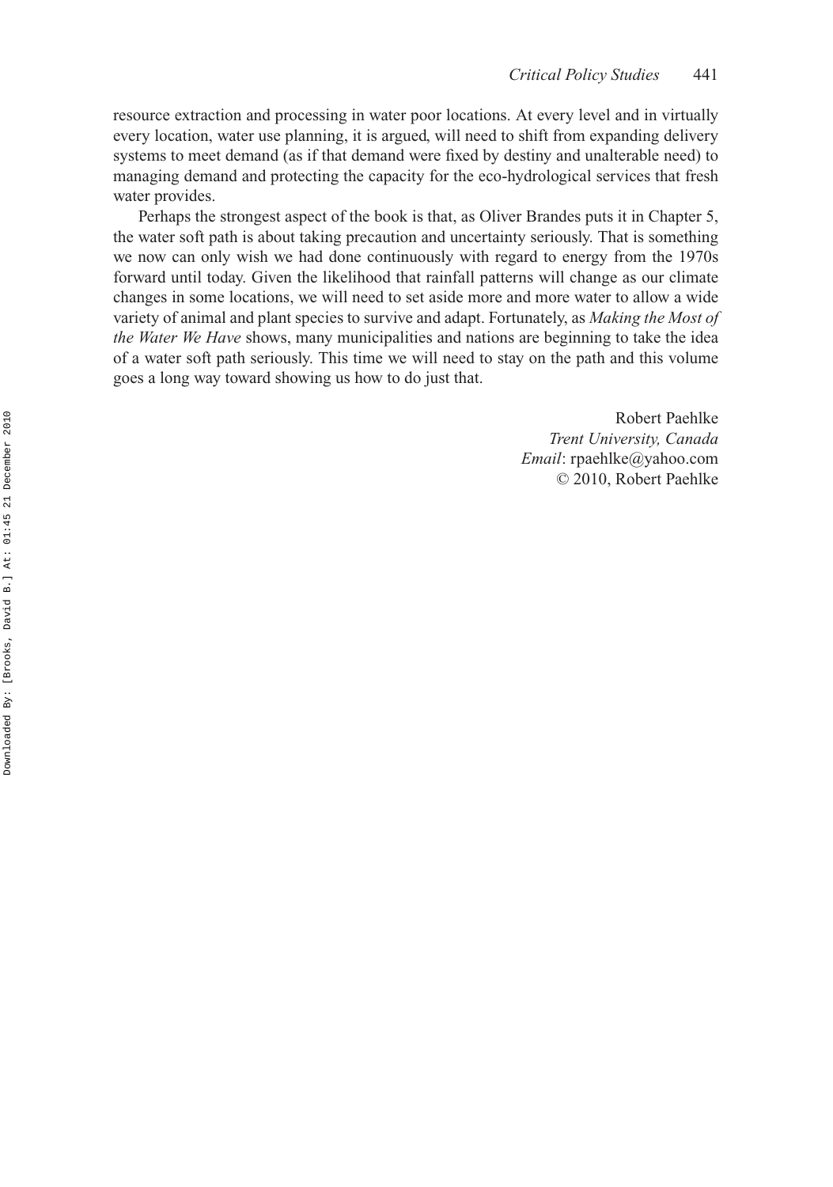resource extraction and processing in water poor locations. At every level and in virtually every location, water use planning, it is argued, will need to shift from expanding delivery systems to meet demand (as if that demand were fixed by destiny and unalterable need) to managing demand and protecting the capacity for the eco-hydrological services that fresh water provides.

Perhaps the strongest aspect of the book is that, as Oliver Brandes puts it in Chapter 5, the water soft path is about taking precaution and uncertainty seriously. That is something we now can only wish we had done continuously with regard to energy from the 1970s forward until today. Given the likelihood that rainfall patterns will change as our climate changes in some locations, we will need to set aside more and more water to allow a wide variety of animal and plant species to survive and adapt. Fortunately, as *Making the Most of the Water We Have* shows, many municipalities and nations are beginning to take the idea of a water soft path seriously. This time we will need to stay on the path and this volume goes a long way toward showing us how to do just that.

Robert Paehlke
*Trent University, Canada*
*Email*: rpaehlke@yahoo.com
© 2010, Robert Paehlke